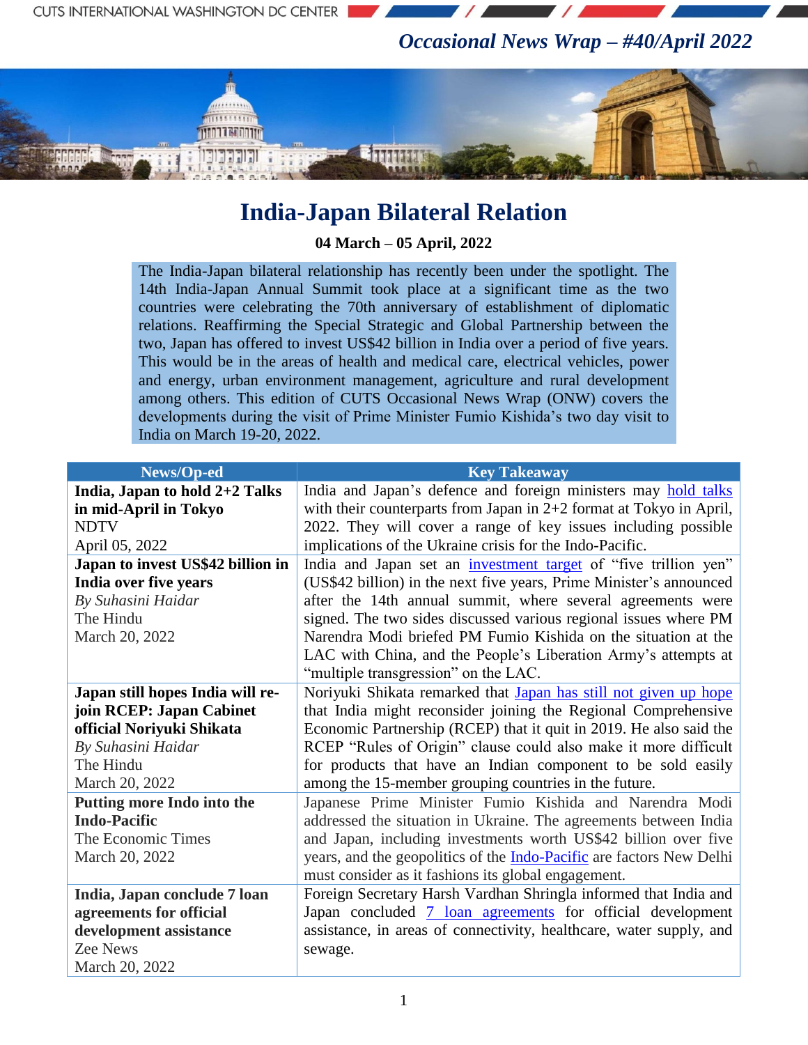*Occasional News Wrap – #40/April 2022*

# India-Japan Bilateral Relation

**04 March – 05 April, 2022**

The India-Japan bilateral relationship has recently been under the spotlight. The 14th India-Japan Annual Summit took place at a significant time as the two countries were celebrating the 70th anniversary of establishment of diplomatic relations. Reaffirming the Special Strategic and Global Partnership between the two, Japan has offered to invest US$42 billion in India over a period of five years. This would be in the areas of health and medical care, electrical vehicles, power and energy, urban environment management, agriculture and rural development among others. This edition of CUTS Occasional News Wrap (ONW) covers the developments during the visit of Prime Minister Fumio Kishida's two day visit to India on March 19-20, 2022.

| News/Op-ed | Key Takeaway |
|---|---|
| **India, Japan to hold 2+2 Talks in mid-April in Tokyo**<br>NDTV<br>April 05, 2022 | India and Japan's defence and foreign ministers may hold talks with their counterparts from Japan in 2+2 format at Tokyo in April, 2022. They will cover a range of key issues including possible implications of the Ukraine crisis for the Indo-Pacific. |
| **Japan to invest US$42 billion in India over five years**<br>*By Suhasini Haidar*<br>The Hindu<br>March 20, 2022 | India and Japan set an investment target of "five trillion yen" (US$42 billion) in the next five years, Prime Minister's announced after the 14th annual summit, where several agreements were signed. The two sides discussed various regional issues where PM Narendra Modi briefed PM Fumio Kishida on the situation at the LAC with China, and the People's Liberation Army's attempts at "multiple transgression" on the LAC. |
| **Japan still hopes India will re-join RCEP: Japan Cabinet official Noriyuki Shikata**<br>*By Suhasini Haidar*<br>The Hindu<br>March 20, 2022 | Noriyuki Shikata remarked that Japan has still not given up hope that India might reconsider joining the Regional Comprehensive Economic Partnership (RCEP) that it quit in 2019. He also said the RCEP "Rules of Origin" clause could also make it more difficult for products that have an Indian component to be sold easily among the 15-member grouping countries in the future. |
| **Putting more Indo into the Indo-Pacific**<br>The Economic Times<br>March 20, 2022 | Japanese Prime Minister Fumio Kishida and Narendra Modi addressed the situation in Ukraine. The agreements between India and Japan, including investments worth US$42 billion over five years, and the geopolitics of the Indo-Pacific are factors New Delhi must consider as it fashions its global engagement. |
| **India, Japan conclude 7 loan agreements for official development assistance**<br>Zee News<br>March 20, 2022 | Foreign Secretary Harsh Vardhan Shringla informed that India and Japan concluded 7 loan agreements for official development assistance, in areas of connectivity, healthcare, water supply, and sewage. |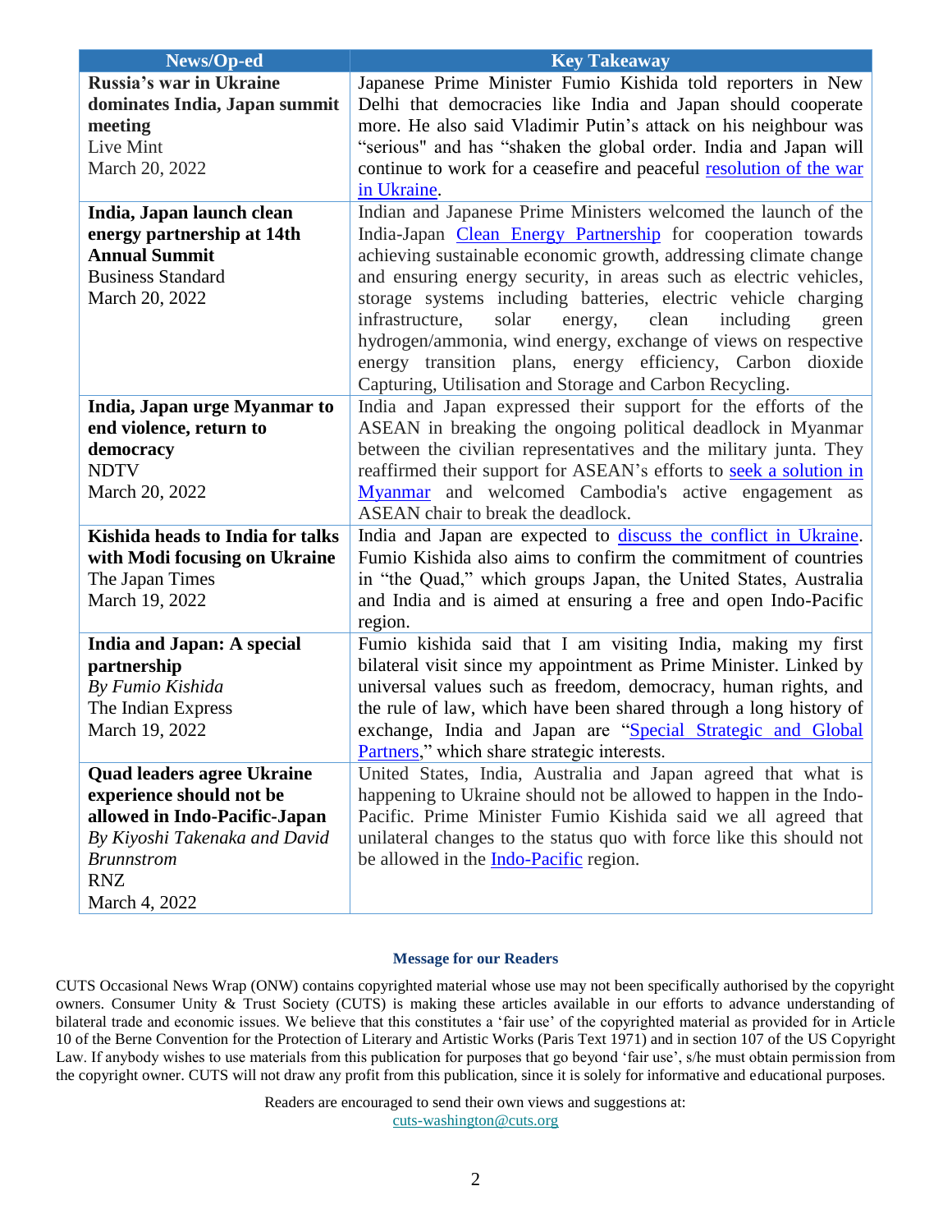| News/Op-ed | Key Takeaway |
|---|---|
| **Russia's war in Ukraine dominates India, Japan summit meeting** Live Mint March 20, 2022 | Japanese Prime Minister Fumio Kishida told reporters in New Delhi that democracies like India and Japan should cooperate more. He also said Vladimir Putin's attack on his neighbour was "serious" and has "shaken the global order. India and Japan will continue to work for a ceasefire and peaceful resolution of the war in Ukraine. |
| **India, Japan launch clean energy partnership at 14th Annual Summit** Business Standard March 20, 2022 | Indian and Japanese Prime Ministers welcomed the launch of the India-Japan Clean Energy Partnership for cooperation towards achieving sustainable economic growth, addressing climate change and ensuring energy security, in areas such as electric vehicles, storage systems including batteries, electric vehicle charging infrastructure, solar energy, clean including green hydrogen/ammonia, wind energy, exchange of views on respective energy transition plans, energy efficiency, Carbon dioxide Capturing, Utilisation and Storage and Carbon Recycling. |
| **India, Japan urge Myanmar to end violence, return to democracy** NDTV March 20, 2022 | India and Japan expressed their support for the efforts of the ASEAN in breaking the ongoing political deadlock in Myanmar between the civilian representatives and the military junta. They reaffirmed their support for ASEAN's efforts to seek a solution in Myanmar and welcomed Cambodia's active engagement as ASEAN chair to break the deadlock. |
| **Kishida heads to India for talks with Modi focusing on Ukraine** The Japan Times March 19, 2022 | India and Japan are expected to discuss the conflict in Ukraine. Fumio Kishida also aims to confirm the commitment of countries in "the Quad," which groups Japan, the United States, Australia and India and is aimed at ensuring a free and open Indo-Pacific region. |
| **India and Japan: A special partnership** *By Fumio Kishida* The Indian Express March 19, 2022 | Fumio kishida said that I am visiting India, making my first bilateral visit since my appointment as Prime Minister. Linked by universal values such as freedom, democracy, human rights, and the rule of law, which have been shared through a long history of exchange, India and Japan are "Special Strategic and Global Partners," which share strategic interests. |
| **Quad leaders agree Ukraine experience should not be allowed in Indo-Pacific-Japan** *By Kiyoshi Takenaka and David Brunnstrom* RNZ March 4, 2022 | United States, India, Australia and Japan agreed that what is happening to Ukraine should not be allowed to happen in the Indo-Pacific. Prime Minister Fumio Kishida said we all agreed that unilateral changes to the status quo with force like this should not be allowed in the Indo-Pacific region. |

**Message for our Readers**

CUTS Occasional News Wrap (ONW) contains copyrighted material whose use may not been specifically authorised by the copyright owners. Consumer Unity & Trust Society (CUTS) is making these articles available in our efforts to advance understanding of bilateral trade and economic issues. We believe that this constitutes a 'fair use' of the copyrighted material as provided for in Article 10 of the Berne Convention for the Protection of Literary and Artistic Works (Paris Text 1971) and in section 107 of the US Copyright Law. If anybody wishes to use materials from this publication for purposes that go beyond 'fair use', s/he must obtain permission from the copyright owner. CUTS will not draw any profit from this publication, since it is solely for informative and educational purposes.

Readers are encouraged to send their own views and suggestions at:
cuts-washington@cuts.org